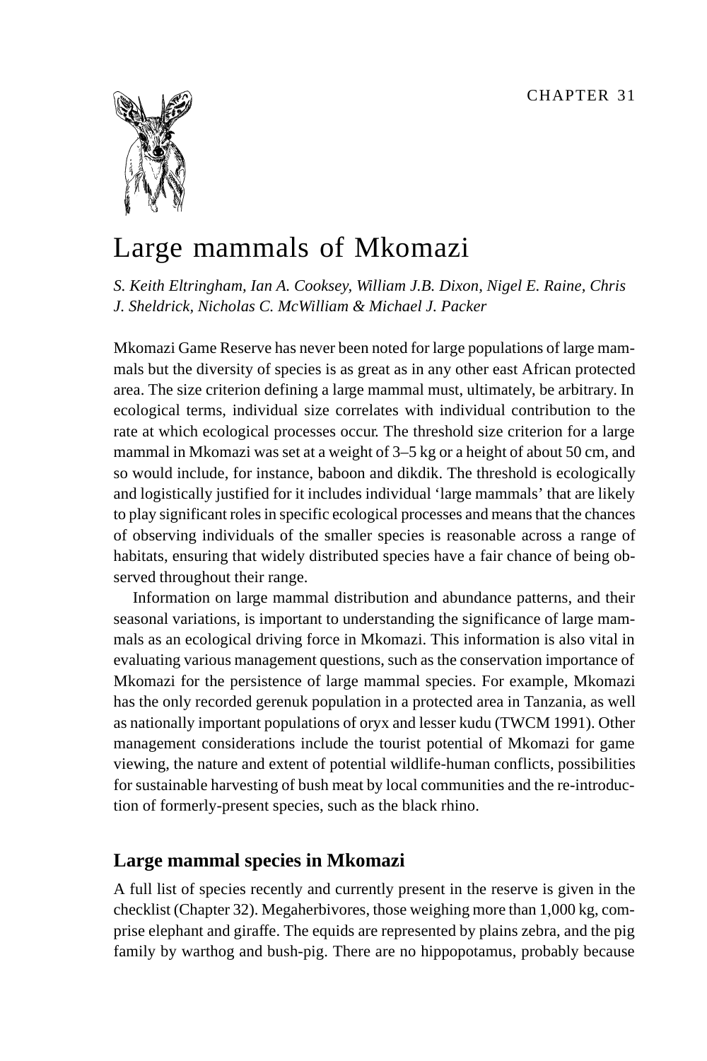CHAPTER 31

# Large mammals of Mkomazi

*S. Keith Eltringham, Ian A. Cooksey, William J.B. Dixon, Nigel E. Raine, Chris J. Sheldrick, Nicholas C. McWilliam & Michael J. Packer*

Mkomazi Game Reserve has never been noted for large populations of large mammals but the diversity of species is as great as in any other east African protected area. The size criterion defining a large mammal must, ultimately, be arbitrary. In ecological terms, individual size correlates with individual contribution to the rate at which ecological processes occur. The threshold size criterion for a large mammal in Mkomazi was set at a weight of 3–5 kg or a height of about 50 cm, and so would include, for instance, baboon and dikdik. The threshold is ecologically and logistically justified for it includes individual 'large mammals' that are likely to play significant roles in specific ecological processes and means that the chances of observing individuals of the smaller species is reasonable across a range of habitats, ensuring that widely distributed species have a fair chance of being observed throughout their range.

Information on large mammal distribution and abundance patterns, and their seasonal variations, is important to understanding the significance of large mammals as an ecological driving force in Mkomazi. This information is also vital in evaluating various management questions, such as the conservation importance of Mkomazi for the persistence of large mammal species. For example, Mkomazi has the only recorded gerenuk population in a protected area in Tanzania, as well as nationally important populations of oryx and lesser kudu (TWCM 1991). Other management considerations include the tourist potential of Mkomazi for game viewing, the nature and extent of potential wildlife-human conflicts, possibilities for sustainable harvesting of bush meat by local communities and the re-introduction of formerly-present species, such as the black rhino.

## Large mammal species in Mkomazi

A full list of species recently and currently present in the reserve is given in the checklist (Chapter 32). Megaherbivores, those weighing more than 1,000 kg, comprise elephant and giraffe. The equids are represented by plains zebra, and the pig family by warthog and bush-pig. There are no hippopotamus, probably because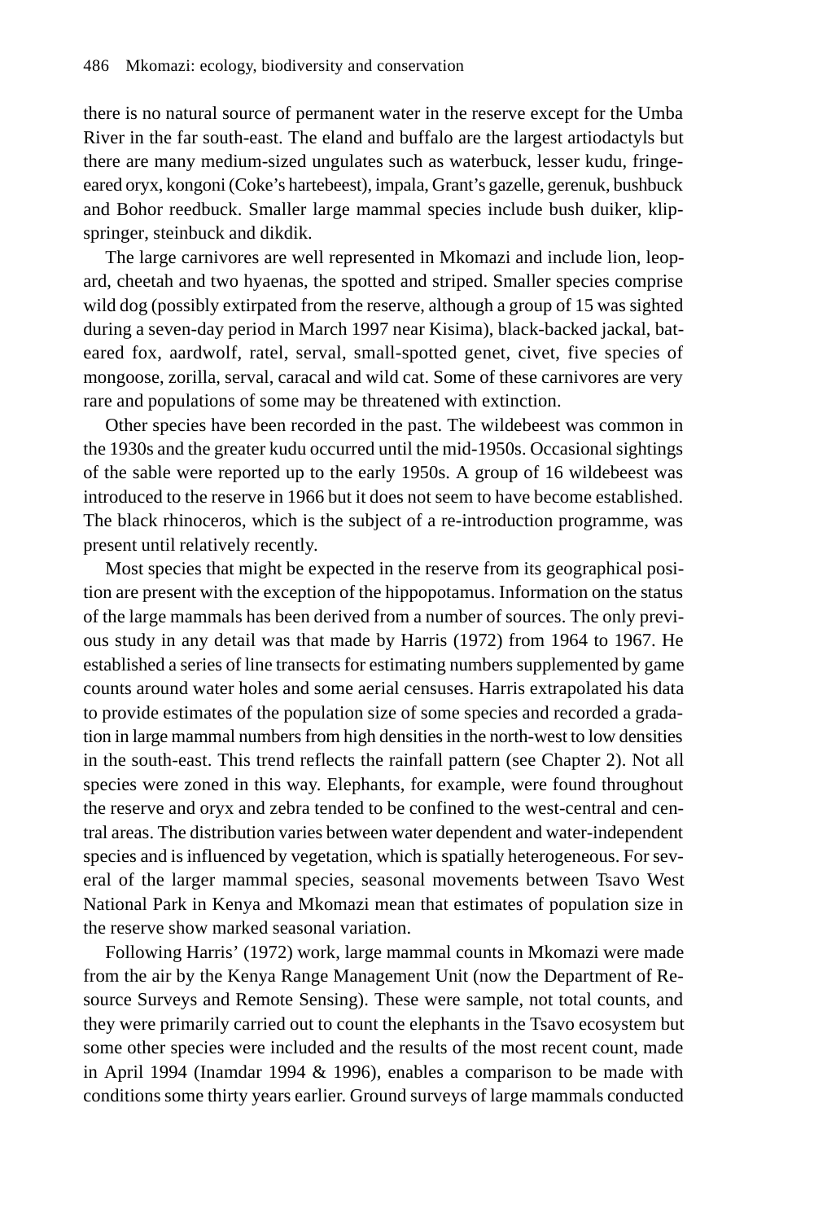there is no natural source of permanent water in the reserve except for the Umba River in the far south-east. The eland and buffalo are the largest artiodactyls but there are many medium-sized ungulates such as waterbuck, lesser kudu, fringe-eared oryx, kongoni (Coke's hartebeest), impala, Grant's gazelle, gerenuk, bushbuck and Bohor reedbuck. Smaller large mammal species include bush duiker, klip-springer, steinbuck and dikdik.

The large carnivores are well represented in Mkomazi and include lion, leopard, cheetah and two hyaenas, the spotted and striped. Smaller species comprise wild dog (possibly extirpated from the reserve, although a group of 15 was sighted during a seven-day period in March 1997 near Kisima), black-backed jackal, bat-eared fox, aardwolf, ratel, serval, small-spotted genet, civet, five species of mongoose, zorilla, serval, caracal and wild cat. Some of these carnivores are very rare and populations of some may be threatened with extinction.

Other species have been recorded in the past. The wildebeest was common in the 1930s and the greater kudu occurred until the mid-1950s. Occasional sightings of the sable were reported up to the early 1950s. A group of 16 wildebeest was introduced to the reserve in 1966 but it does not seem to have become established. The black rhinoceros, which is the subject of a re-introduction programme, was present until relatively recently.

Most species that might be expected in the reserve from its geographical position are present with the exception of the hippopotamus. Information on the status of the large mammals has been derived from a number of sources. The only previous study in any detail was that made by Harris (1972) from 1964 to 1967. He established a series of line transects for estimating numbers supplemented by game counts around water holes and some aerial censuses. Harris extrapolated his data to provide estimates of the population size of some species and recorded a gradation in large mammal numbers from high densities in the north-west to low densities in the south-east. This trend reflects the rainfall pattern (see Chapter 2). Not all species were zoned in this way. Elephants, for example, were found throughout the reserve and oryx and zebra tended to be confined to the west-central and central areas. The distribution varies between water dependent and water-independent species and is influenced by vegetation, which is spatially heterogeneous. For several of the larger mammal species, seasonal movements between Tsavo West National Park in Kenya and Mkomazi mean that estimates of population size in the reserve show marked seasonal variation.

Following Harris' (1972) work, large mammal counts in Mkomazi were made from the air by the Kenya Range Management Unit (now the Department of Resource Surveys and Remote Sensing). These were sample, not total counts, and they were primarily carried out to count the elephants in the Tsavo ecosystem but some other species were included and the results of the most recent count, made in April 1994 (Inamdar 1994 & 1996), enables a comparison to be made with conditions some thirty years earlier. Ground surveys of large mammals conducted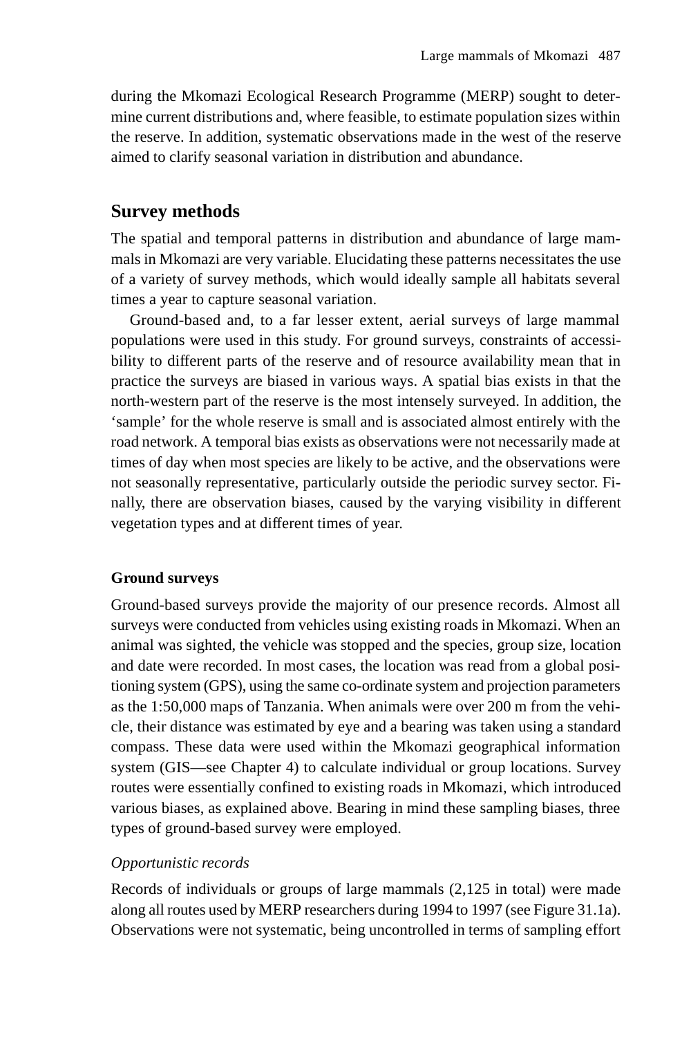during the Mkomazi Ecological Research Programme (MERP) sought to determine current distributions and, where feasible, to estimate population sizes within the reserve. In addition, systematic observations made in the west of the reserve aimed to clarify seasonal variation in distribution and abundance.

## Survey methods

The spatial and temporal patterns in distribution and abundance of large mammals in Mkomazi are very variable. Elucidating these patterns necessitates the use of a variety of survey methods, which would ideally sample all habitats several times a year to capture seasonal variation.

Ground-based and, to a far lesser extent, aerial surveys of large mammal populations were used in this study. For ground surveys, constraints of accessibility to different parts of the reserve and of resource availability mean that in practice the surveys are biased in various ways. A spatial bias exists in that the north-western part of the reserve is the most intensely surveyed. In addition, the 'sample' for the whole reserve is small and is associated almost entirely with the road network. A temporal bias exists as observations were not necessarily made at times of day when most species are likely to be active, and the observations were not seasonally representative, particularly outside the periodic survey sector. Finally, there are observation biases, caused by the varying visibility in different vegetation types and at different times of year.

### Ground surveys

Ground-based surveys provide the majority of our presence records. Almost all surveys were conducted from vehicles using existing roads in Mkomazi. When an animal was sighted, the vehicle was stopped and the species, group size, location and date were recorded. In most cases, the location was read from a global positioning system (GPS), using the same co-ordinate system and projection parameters as the 1:50,000 maps of Tanzania. When animals were over 200 m from the vehicle, their distance was estimated by eye and a bearing was taken using a standard compass. These data were used within the Mkomazi geographical information system (GIS—see Chapter 4) to calculate individual or group locations. Survey routes were essentially confined to existing roads in Mkomazi, which introduced various biases, as explained above. Bearing in mind these sampling biases, three types of ground-based survey were employed.

*Opportunistic records*

Records of individuals or groups of large mammals (2,125 in total) were made along all routes used by MERP researchers during 1994 to 1997 (see Figure 31.1a). Observations were not systematic, being uncontrolled in terms of sampling effort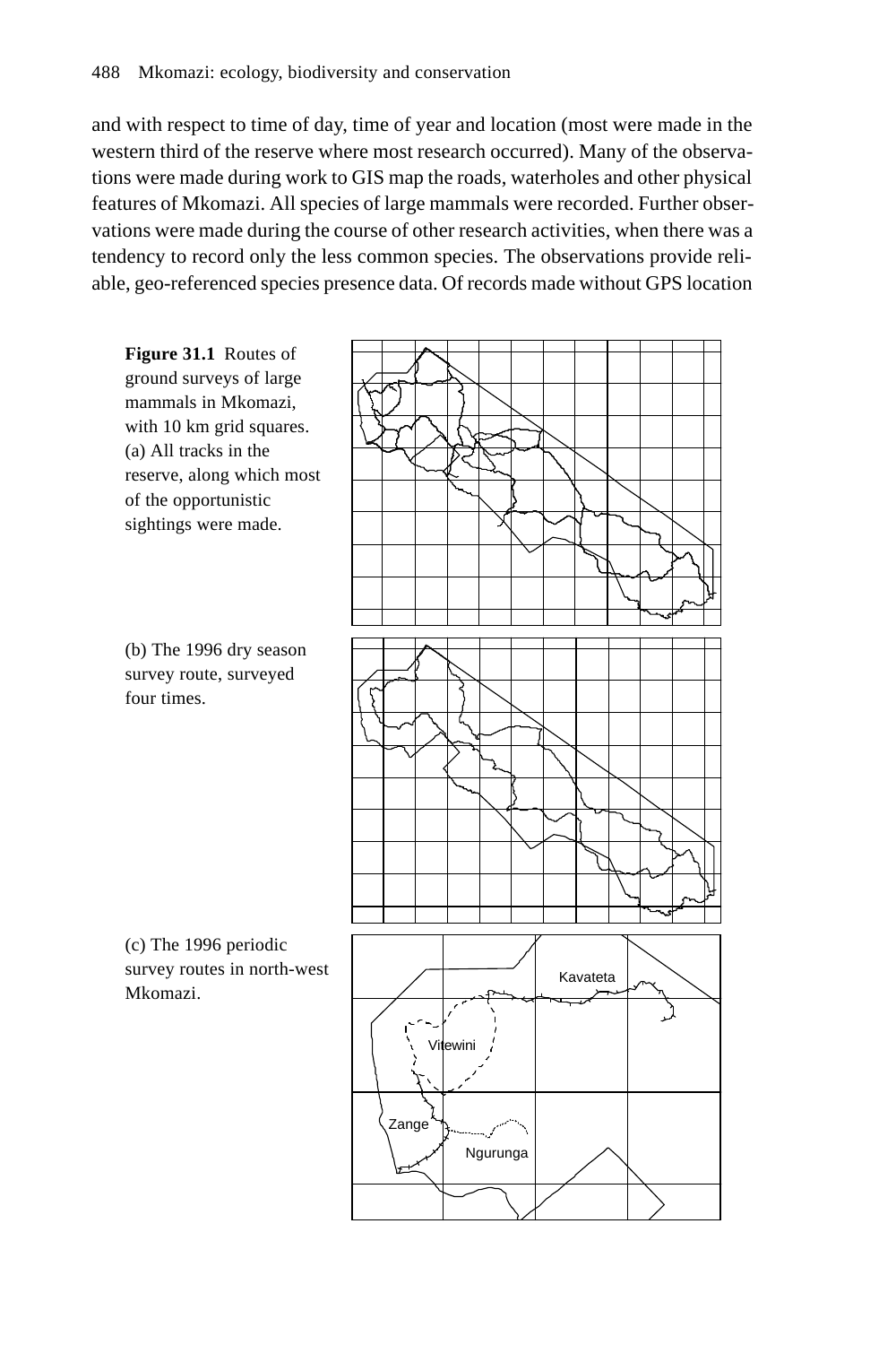and with respect to time of day, time of year and location (most were made in the western third of the reserve where most research occurred). Many of the observations were made during work to GIS map the roads, waterholes and other physical features of Mkomazi. All species of large mammals were recorded. Further observations were made during the course of other research activities, when there was a tendency to record only the less common species. The observations provide reliable, geo-referenced species presence data. Of records made without GPS location

**Figure 31.1** Routes of ground surveys of large mammals in Mkomazi, with 10 km grid squares. (a) All tracks in the reserve, along which most of the opportunistic sightings were made.

(b) The 1996 dry season survey route, surveyed four times.

(c) The 1996 periodic survey routes in north-west Mkomazi.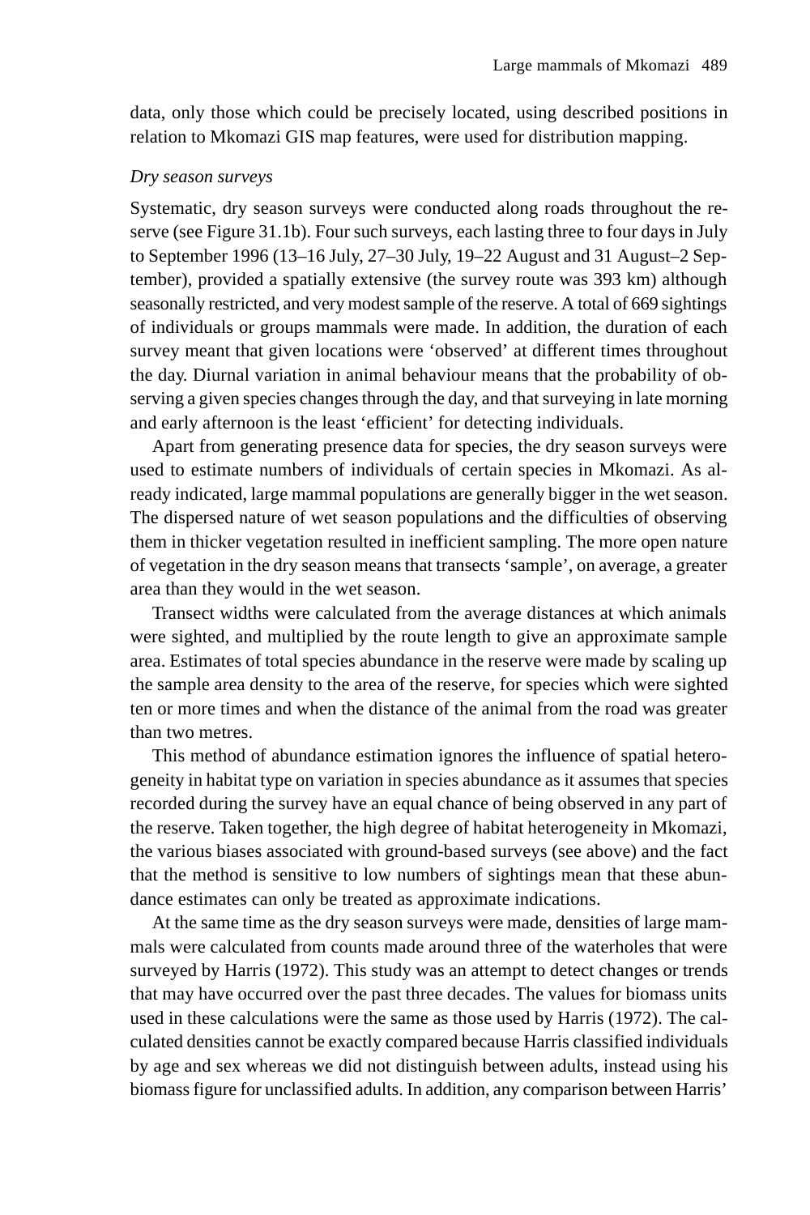data, only those which could be precisely located, using described positions in relation to Mkomazi GIS map features, were used for distribution mapping.

*Dry season surveys*

Systematic, dry season surveys were conducted along roads throughout the reserve (see Figure 31.1b). Four such surveys, each lasting three to four days in July to September 1996 (13–16 July, 27–30 July, 19–22 August and 31 August–2 September), provided a spatially extensive (the survey route was 393 km) although seasonally restricted, and very modest sample of the reserve. A total of 669 sightings of individuals or groups mammals were made. In addition, the duration of each survey meant that given locations were 'observed' at different times throughout the day. Diurnal variation in animal behaviour means that the probability of observing a given species changes through the day, and that surveying in late morning and early afternoon is the least 'efficient' for detecting individuals.

Apart from generating presence data for species, the dry season surveys were used to estimate numbers of individuals of certain species in Mkomazi. As already indicated, large mammal populations are generally bigger in the wet season. The dispersed nature of wet season populations and the difficulties of observing them in thicker vegetation resulted in inefficient sampling. The more open nature of vegetation in the dry season means that transects 'sample', on average, a greater area than they would in the wet season.

Transect widths were calculated from the average distances at which animals were sighted, and multiplied by the route length to give an approximate sample area. Estimates of total species abundance in the reserve were made by scaling up the sample area density to the area of the reserve, for species which were sighted ten or more times and when the distance of the animal from the road was greater than two metres.

This method of abundance estimation ignores the influence of spatial heterogeneity in habitat type on variation in species abundance as it assumes that species recorded during the survey have an equal chance of being observed in any part of the reserve. Taken together, the high degree of habitat heterogeneity in Mkomazi, the various biases associated with ground-based surveys (see above) and the fact that the method is sensitive to low numbers of sightings mean that these abundance estimates can only be treated as approximate indications.

At the same time as the dry season surveys were made, densities of large mammals were calculated from counts made around three of the waterholes that were surveyed by Harris (1972). This study was an attempt to detect changes or trends that may have occurred over the past three decades. The values for biomass units used in these calculations were the same as those used by Harris (1972). The calculated densities cannot be exactly compared because Harris classified individuals by age and sex whereas we did not distinguish between adults, instead using his biomass figure for unclassified adults. In addition, any comparison between Harris'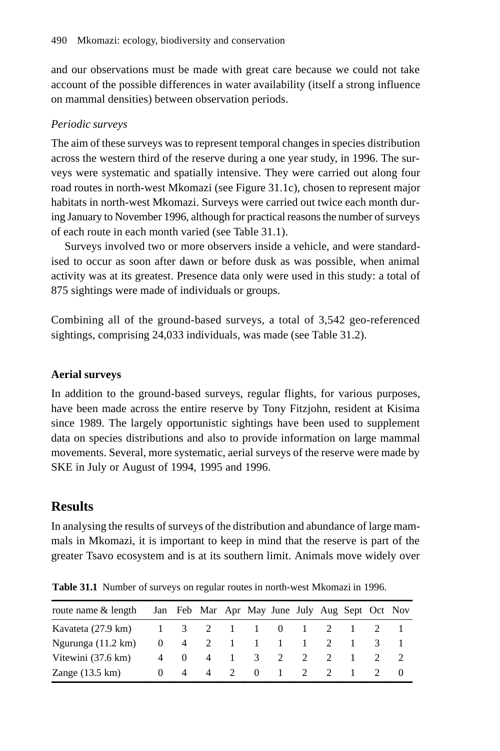and our observations must be made with great care because we could not take account of the possible differences in water availability (itself a strong influence on mammal densities) between observation periods.

*Periodic surveys*

The aim of these surveys was to represent temporal changes in species distribution across the western third of the reserve during a one year study, in 1996. The surveys were systematic and spatially intensive. They were carried out along four road routes in north-west Mkomazi (see Figure 31.1c), chosen to represent major habitats in north-west Mkomazi. Surveys were carried out twice each month during January to November 1996, although for practical reasons the number of surveys of each route in each month varied (see Table 31.1).

Surveys involved two or more observers inside a vehicle, and were standardised to occur as soon after dawn or before dusk as was possible, when animal activity was at its greatest. Presence data only were used in this study: a total of 875 sightings were made of individuals or groups.

Combining all of the ground-based surveys, a total of 3,542 geo-referenced sightings, comprising 24,033 individuals, was made (see Table 31.2).

### Aerial surveys

In addition to the ground-based surveys, regular flights, for various purposes, have been made across the entire reserve by Tony Fitzjohn, resident at Kisima since 1989. The largely opportunistic sightings have been used to supplement data on species distributions and also to provide information on large mammal movements. Several, more systematic, aerial surveys of the reserve were made by SKE in July or August of 1994, 1995 and 1996.

## Results

In analysing the results of surveys of the distribution and abundance of large mammals in Mkomazi, it is important to keep in mind that the reserve is part of the greater Tsavo ecosystem and is at its southern limit. Animals move widely over

**Table 31.1** Number of surveys on regular routes in north-west Mkomazi in 1996.

| route name & length | Jan | Feb | Mar | Apr | May | June | July | Aug | Sept | Oct | Nov |
|---|---|---|---|---|---|---|---|---|---|---|---|
| Kavateta (27.9 km) | 1 | 3 | 2 | 1 | 1 | 0 | 1 | 2 | 1 | 2 | 1 |
| Ngurunga (11.2 km) | 0 | 4 | 2 | 1 | 1 | 1 | 1 | 2 | 1 | 3 | 1 |
| Vitewini (37.6 km) | 4 | 0 | 4 | 1 | 3 | 2 | 2 | 2 | 1 | 2 | 2 |
| Zange (13.5 km) | 0 | 4 | 4 | 2 | 0 | 1 | 2 | 2 | 1 | 2 | 0 |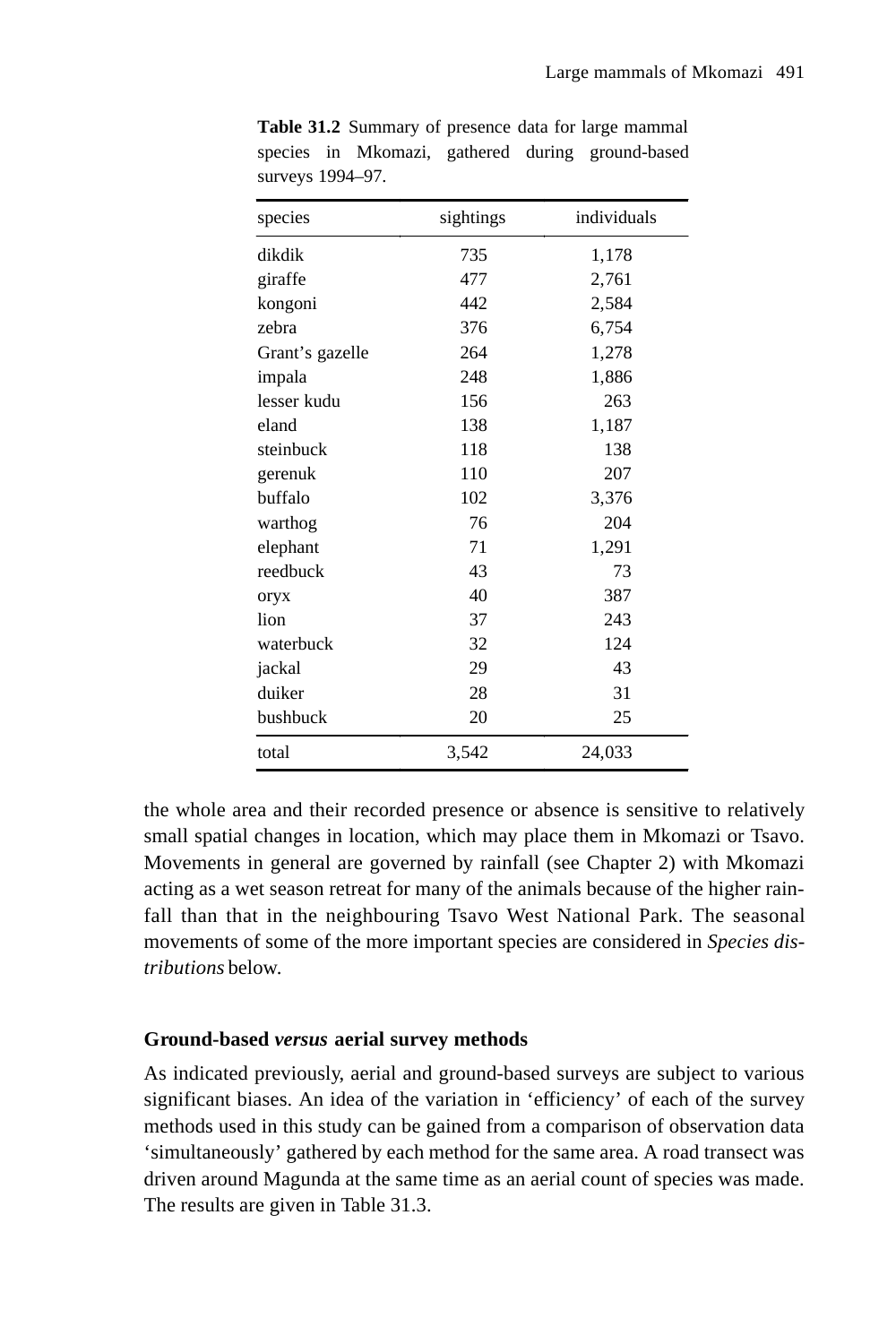**Table 31.2** Summary of presence data for large mammal species in Mkomazi, gathered during ground-based surveys 1994–97.

| species | sightings | individuals |
|---|---|---|
| dikdik | 735 | 1,178 |
| giraffe | 477 | 2,761 |
| kongoni | 442 | 2,584 |
| zebra | 376 | 6,754 |
| Grant's gazelle | 264 | 1,278 |
| impala | 248 | 1,886 |
| lesser kudu | 156 | 263 |
| eland | 138 | 1,187 |
| steinbuck | 118 | 138 |
| gerenuk | 110 | 207 |
| buffalo | 102 | 3,376 |
| warthog | 76 | 204 |
| elephant | 71 | 1,291 |
| reedbuck | 43 | 73 |
| oryx | 40 | 387 |
| lion | 37 | 243 |
| waterbuck | 32 | 124 |
| jackal | 29 | 43 |
| duiker | 28 | 31 |
| bushbuck | 20 | 25 |
| total | 3,542 | 24,033 |

the whole area and their recorded presence or absence is sensitive to relatively small spatial changes in location, which may place them in Mkomazi or Tsavo. Movements in general are governed by rainfall (see Chapter 2) with Mkomazi acting as a wet season retreat for many of the animals because of the higher rainfall than that in the neighbouring Tsavo West National Park. The seasonal movements of some of the more important species are considered in *Species distributions* below.

### Ground-based *versus* aerial survey methods

As indicated previously, aerial and ground-based surveys are subject to various significant biases. An idea of the variation in 'efficiency' of each of the survey methods used in this study can be gained from a comparison of observation data 'simultaneously' gathered by each method for the same area. A road transect was driven around Magunda at the same time as an aerial count of species was made. The results are given in Table 31.3.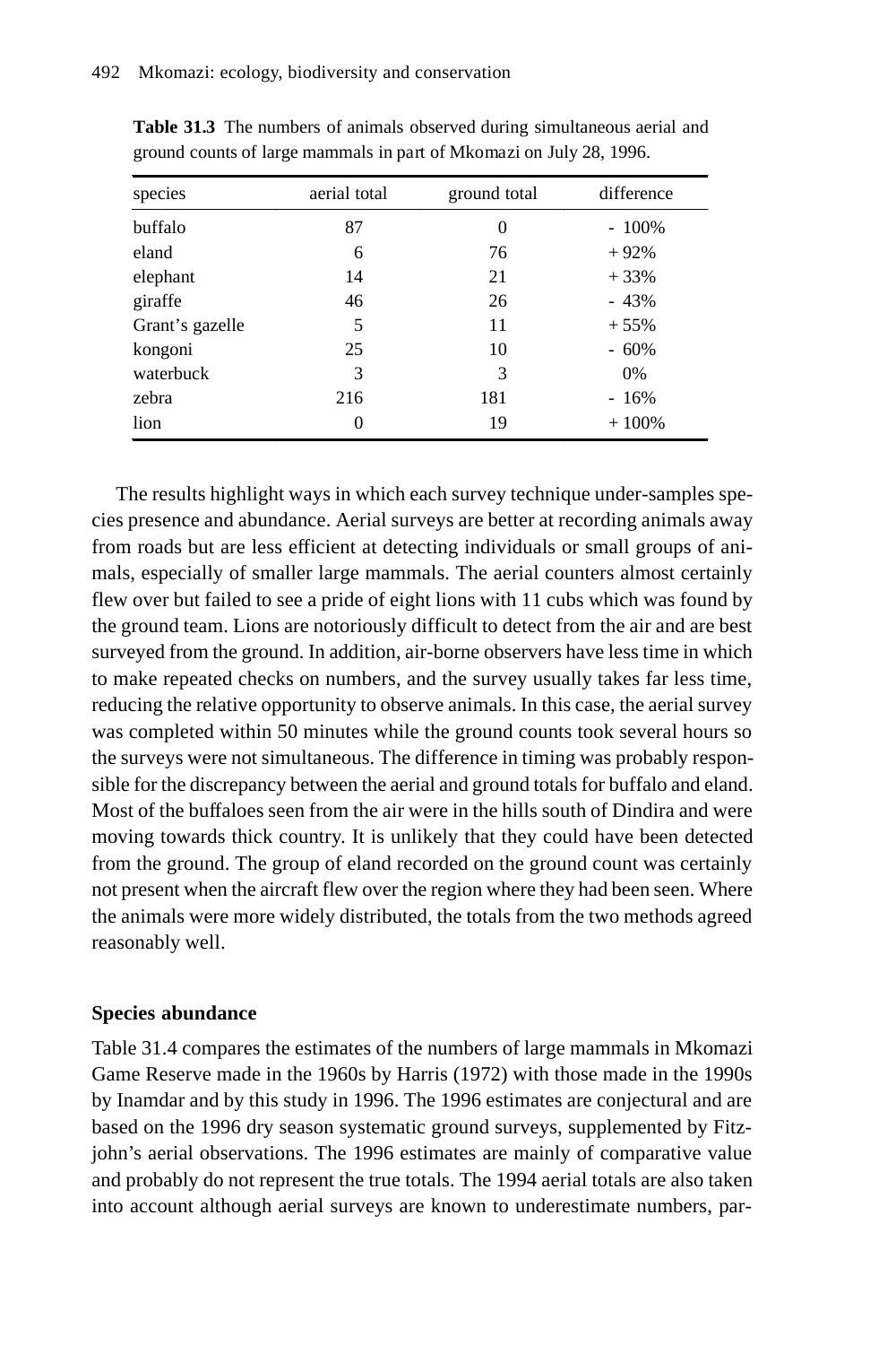**Table 31.3** The numbers of animals observed during simultaneous aerial and ground counts of large mammals in part of Mkomazi on July 28, 1996.

| species | aerial total | ground total | difference |
|---|---|---|---|
| buffalo | 87 | 0 | - 100% |
| eland | 6 | 76 | + 92% |
| elephant | 14 | 21 | + 33% |
| giraffe | 46 | 26 | - 43% |
| Grant's gazelle | 5 | 11 | + 55% |
| kongoni | 25 | 10 | - 60% |
| waterbuck | 3 | 3 | 0% |
| zebra | 216 | 181 | - 16% |
| lion | 0 | 19 | + 100% |

The results highlight ways in which each survey technique under-samples species presence and abundance. Aerial surveys are better at recording animals away from roads but are less efficient at detecting individuals or small groups of animals, especially of smaller large mammals. The aerial counters almost certainly flew over but failed to see a pride of eight lions with 11 cubs which was found by the ground team. Lions are notoriously difficult to detect from the air and are best surveyed from the ground. In addition, air-borne observers have less time in which to make repeated checks on numbers, and the survey usually takes far less time, reducing the relative opportunity to observe animals. In this case, the aerial survey was completed within 50 minutes while the ground counts took several hours so the surveys were not simultaneous. The difference in timing was probably responsible for the discrepancy between the aerial and ground totals for buffalo and eland. Most of the buffaloes seen from the air were in the hills south of Dindira and were moving towards thick country. It is unlikely that they could have been detected from the ground. The group of eland recorded on the ground count was certainly not present when the aircraft flew over the region where they had been seen. Where the animals were more widely distributed, the totals from the two methods agreed reasonably well.

### Species abundance

Table 31.4 compares the estimates of the numbers of large mammals in Mkomazi Game Reserve made in the 1960s by Harris (1972) with those made in the 1990s by Inamdar and by this study in 1996. The 1996 estimates are conjectural and are based on the 1996 dry season systematic ground surveys, supplemented by Fitzjohn's aerial observations. The 1996 estimates are mainly of comparative value and probably do not represent the true totals. The 1994 aerial totals are also taken into account although aerial surveys are known to underestimate numbers, par-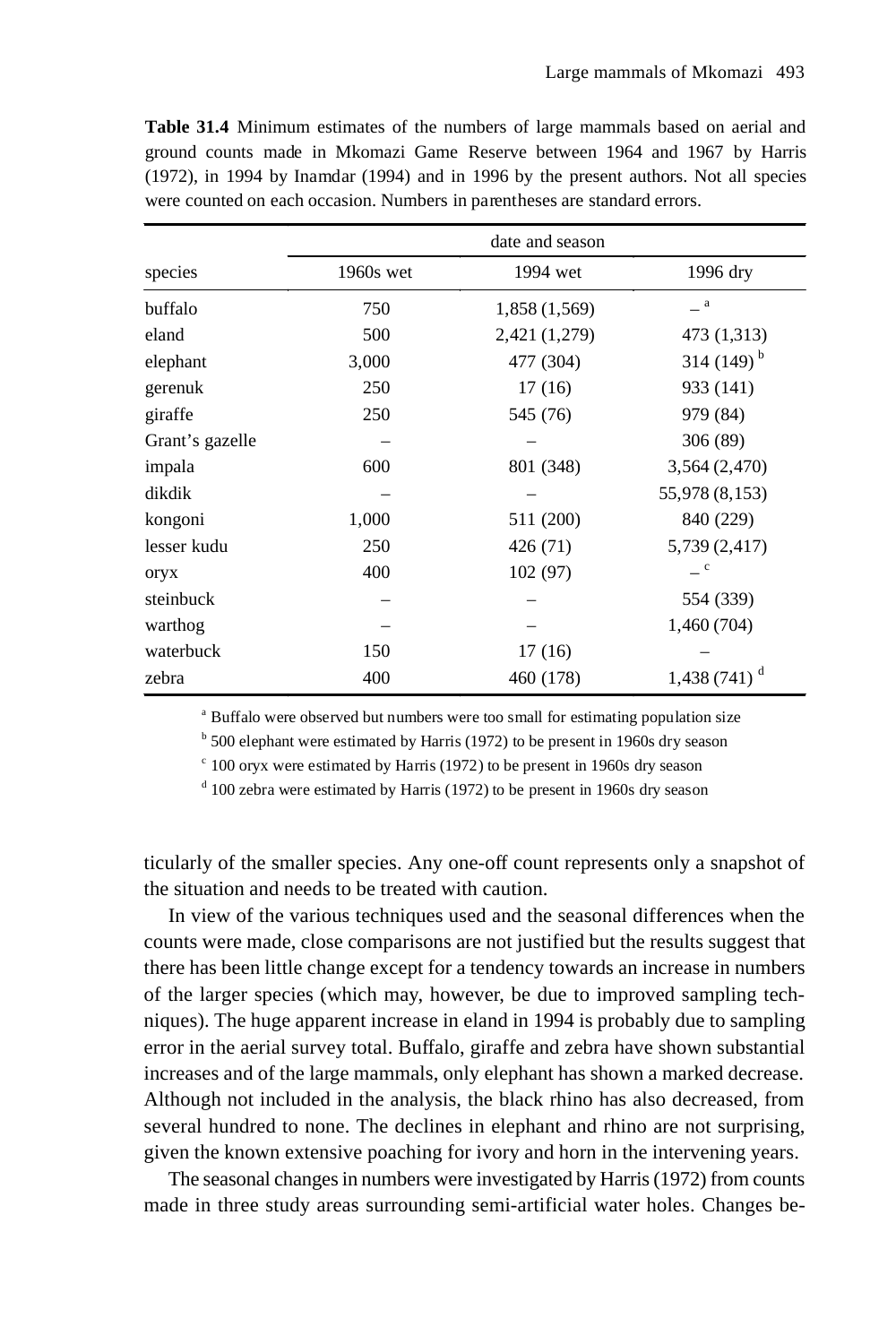**Table 31.4** Minimum estimates of the numbers of large mammals based on aerial and ground counts made in Mkomazi Game Reserve between 1964 and 1967 by Harris (1972), in 1994 by Inamdar (1994) and in 1996 by the present authors. Not all species were counted on each occasion. Numbers in parentheses are standard errors.

| species | date and season | | |
|---|---|---|---|
| | 1960s wet | 1994 wet | 1996 dry |
| buffalo | 750 | 1,858 (1,569) | – [a] |
| eland | 500 | 2,421 (1,279) | 473 (1,313) |
| elephant | 3,000 | 477 (304) | 314 (149) [b] |
| gerenuk | 250 | 17 (16) | 933 (141) |
| giraffe | 250 | 545 (76) | 979 (84) |
| Grant's gazelle | – | – | 306 (89) |
| impala | 600 | 801 (348) | 3,564 (2,470) |
| dikdik | – | – | 55,978 (8,153) |
| kongoni | 1,000 | 511 (200) | 840 (229) |
| lesser kudu | 250 | 426 (71) | 5,739 (2,417) |
| oryx | 400 | 102 (97) | – [c] |
| steinbuck | – | – | 554 (339) |
| warthog | – | – | 1,460 (704) |
| waterbuck | 150 | 17 (16) | – |
| zebra | 400 | 460 (178) | 1,438 (741) [d] |

[a] Buffalo were observed but numbers were too small for estimating population size

[b] 500 elephant were estimated by Harris (1972) to be present in 1960s dry season

[c] 100 oryx were estimated by Harris (1972) to be present in 1960s dry season

[d] 100 zebra were estimated by Harris (1972) to be present in 1960s dry season

ticularly of the smaller species. Any one-off count represents only a snapshot of the situation and needs to be treated with caution.

In view of the various techniques used and the seasonal differences when the counts were made, close comparisons are not justified but the results suggest that there has been little change except for a tendency towards an increase in numbers of the larger species (which may, however, be due to improved sampling techniques). The huge apparent increase in eland in 1994 is probably due to sampling error in the aerial survey total. Buffalo, giraffe and zebra have shown substantial increases and of the large mammals, only elephant has shown a marked decrease. Although not included in the analysis, the black rhino has also decreased, from several hundred to none. The declines in elephant and rhino are not surprising, given the known extensive poaching for ivory and horn in the intervening years.

The seasonal changes in numbers were investigated by Harris (1972) from counts made in three study areas surrounding semi-artificial water holes. Changes be-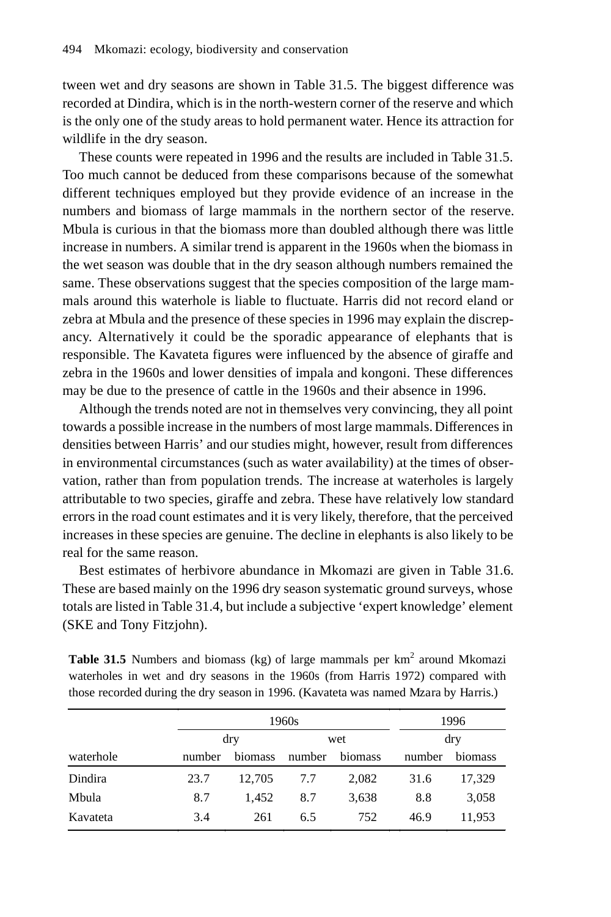tween wet and dry seasons are shown in Table 31.5. The biggest difference was recorded at Dindira, which is in the north-western corner of the reserve and which is the only one of the study areas to hold permanent water. Hence its attraction for wildlife in the dry season.

These counts were repeated in 1996 and the results are included in Table 31.5. Too much cannot be deduced from these comparisons because of the somewhat different techniques employed but they provide evidence of an increase in the numbers and biomass of large mammals in the northern sector of the reserve. Mbula is curious in that the biomass more than doubled although there was little increase in numbers. A similar trend is apparent in the 1960s when the biomass in the wet season was double that in the dry season although numbers remained the same. These observations suggest that the species composition of the large mammals around this waterhole is liable to fluctuate. Harris did not record eland or zebra at Mbula and the presence of these species in 1996 may explain the discrepancy. Alternatively it could be the sporadic appearance of elephants that is responsible. The Kavateta figures were influenced by the absence of giraffe and zebra in the 1960s and lower densities of impala and kongoni. These differences may be due to the presence of cattle in the 1960s and their absence in 1996.

Although the trends noted are not in themselves very convincing, they all point towards a possible increase in the numbers of most large mammals. Differences in densities between Harris' and our studies might, however, result from differences in environmental circumstances (such as water availability) at the times of observation, rather than from population trends. The increase at waterholes is largely attributable to two species, giraffe and zebra. These have relatively low standard errors in the road count estimates and it is very likely, therefore, that the perceived increases in these species are genuine. The decline in elephants is also likely to be real for the same reason.

Best estimates of herbivore abundance in Mkomazi are given in Table 31.6. These are based mainly on the 1996 dry season systematic ground surveys, whose totals are listed in Table 31.4, but include a subjective 'expert knowledge' element (SKE and Tony Fitzjohn).

**Table 31.5** Numbers and biomass (kg) of large mammals per km$^2$ around Mkomazi waterholes in wet and dry seasons in the 1960s (from Harris 1972) compared with those recorded during the dry season in 1996. (Kavateta was named Mzara by Harris.)

| | 1960s | | | | 1996 | |
|---|---|---|---|---|---|---|
| | dry | | wet | | dry | |
| waterhole | number | biomass | number | biomass | number | biomass |
| Dindira | 23.7 | 12,705 | 7.7 | 2,082 | 31.6 | 17,329 |
| Mbula | 8.7 | 1,452 | 8.7 | 3,638 | 8.8 | 3,058 |
| Kavateta | 3.4 | 261 | 6.5 | 752 | 46.9 | 11,953 |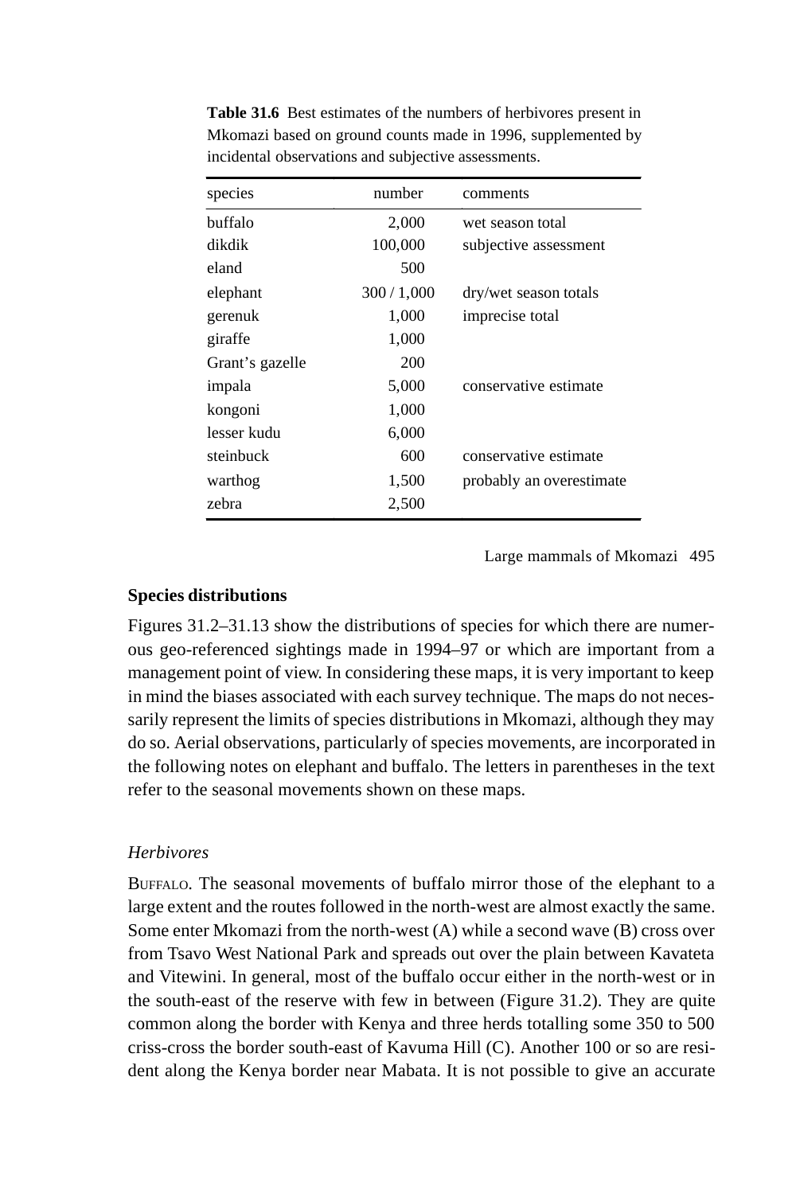**Table 31.6** Best estimates of the numbers of herbivores present in Mkomazi based on ground counts made in 1996, supplemented by incidental observations and subjective assessments.

| species | number | comments |
|---|---|---|
| buffalo | 2,000 | wet season total |
| dikdik | 100,000 | subjective assessment |
| eland | 500 | |
| elephant | 300 / 1,000 | dry/wet season totals |
| gerenuk | 1,000 | imprecise total |
| giraffe | 1,000 | |
| Grant's gazelle | 200 | |
| impala | 5,000 | conservative estimate |
| kongoni | 1,000 | |
| lesser kudu | 6,000 | |
| steinbuck | 600 | conservative estimate |
| warthog | 1,500 | probably an overestimate |
| zebra | 2,500 | |

## Species distributions

Figures 31.2–31.13 show the distributions of species for which there are numerous geo-referenced sightings made in 1994–97 or which are important from a management point of view. In considering these maps, it is very important to keep in mind the biases associated with each survey technique. The maps do not necessarily represent the limits of species distributions in Mkomazi, although they may do so. Aerial observations, particularly of species movements, are incorporated in the following notes on elephant and buffalo. The letters in parentheses in the text refer to the seasonal movements shown on these maps.

### *Herbivores*

BUFFALO. The seasonal movements of buffalo mirror those of the elephant to a large extent and the routes followed in the north-west are almost exactly the same. Some enter Mkomazi from the north-west (A) while a second wave (B) cross over from Tsavo West National Park and spreads out over the plain between Kavateta and Vitewini. In general, most of the buffalo occur either in the north-west or in the south-east of the reserve with few in between (Figure 31.2). They are quite common along the border with Kenya and three herds totalling some 350 to 500 criss-cross the border south-east of Kavuma Hill (C). Another 100 or so are resident along the Kenya border near Mabata. It is not possible to give an accurate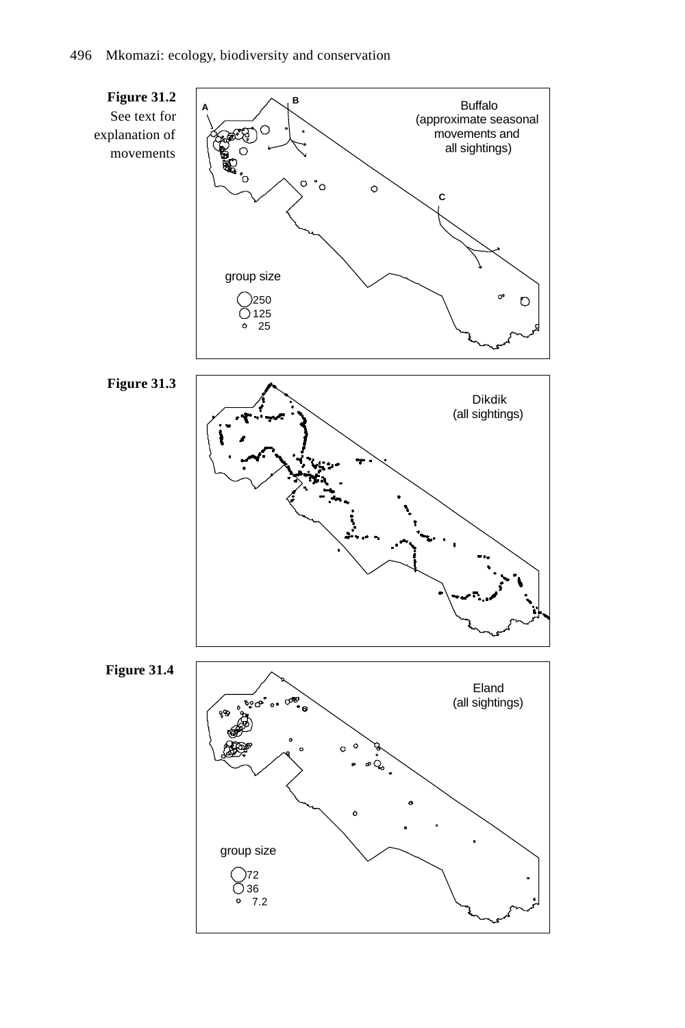**Figure 31.2** See text for explanation of movements

**Figure 31.3**

**Figure 31.4**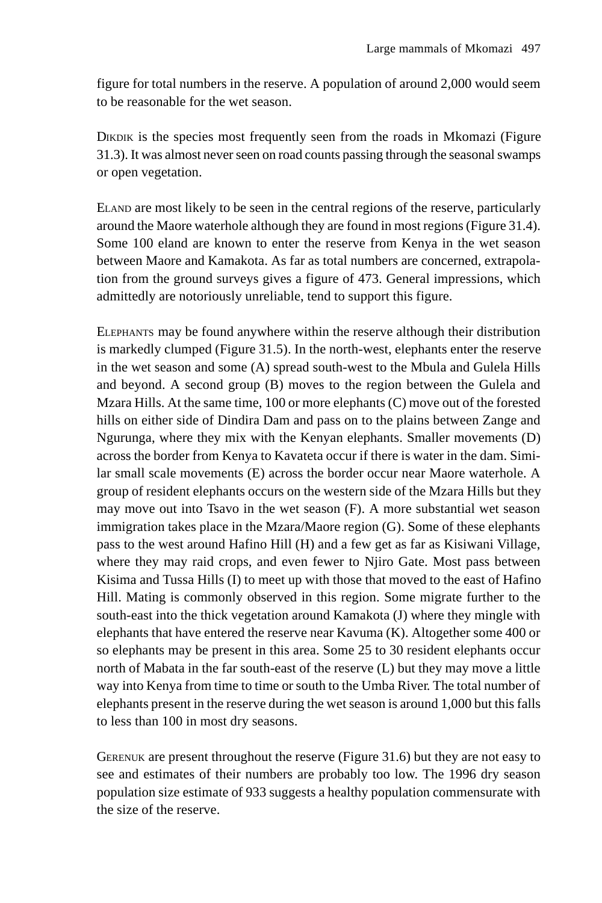figure for total numbers in the reserve. A population of around 2,000 would seem to be reasonable for the wet season.

Dikdik is the species most frequently seen from the roads in Mkomazi (Figure 31.3). It was almost never seen on road counts passing through the seasonal swamps or open vegetation.

Eland are most likely to be seen in the central regions of the reserve, particularly around the Maore waterhole although they are found in most regions (Figure 31.4). Some 100 eland are known to enter the reserve from Kenya in the wet season between Maore and Kamakota. As far as total numbers are concerned, extrapolation from the ground surveys gives a figure of 473. General impressions, which admittedly are notoriously unreliable, tend to support this figure.

Elephants may be found anywhere within the reserve although their distribution is markedly clumped (Figure 31.5). In the north-west, elephants enter the reserve in the wet season and some (A) spread south-west to the Mbula and Gulela Hills and beyond. A second group (B) moves to the region between the Gulela and Mzara Hills. At the same time, 100 or more elephants (C) move out of the forested hills on either side of Dindira Dam and pass on to the plains between Zange and Ngurunga, where they mix with the Kenyan elephants. Smaller movements (D) across the border from Kenya to Kavateta occur if there is water in the dam. Similar small scale movements (E) across the border occur near Maore waterhole. A group of resident elephants occurs on the western side of the Mzara Hills but they may move out into Tsavo in the wet season (F). A more substantial wet season immigration takes place in the Mzara/Maore region (G). Some of these elephants pass to the west around Hafino Hill (H) and a few get as far as Kisiwani Village, where they may raid crops, and even fewer to Njiro Gate. Most pass between Kisima and Tussa Hills (I) to meet up with those that moved to the east of Hafino Hill. Mating is commonly observed in this region. Some migrate further to the south-east into the thick vegetation around Kamakota (J) where they mingle with elephants that have entered the reserve near Kavuma (K). Altogether some 400 or so elephants may be present in this area. Some 25 to 30 resident elephants occur north of Mabata in the far south-east of the reserve (L) but they may move a little way into Kenya from time to time or south to the Umba River. The total number of elephants present in the reserve during the wet season is around 1,000 but this falls to less than 100 in most dry seasons.

Gerenuk are present throughout the reserve (Figure 31.6) but they are not easy to see and estimates of their numbers are probably too low. The 1996 dry season population size estimate of 933 suggests a healthy population commensurate with the size of the reserve.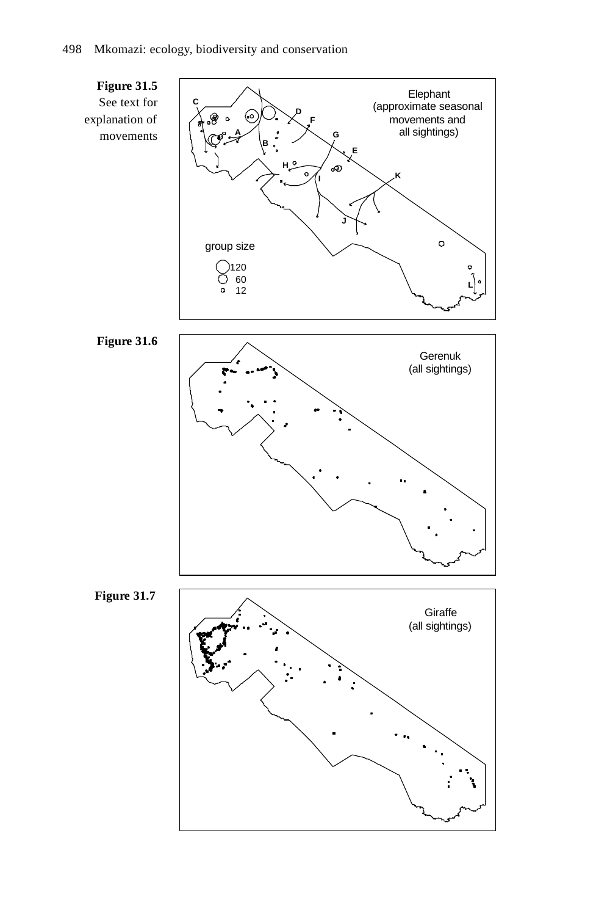**Figure 31.5** See text for explanation of movements

Elephant (approximate seasonal movements and all sightings)

group size

120

60

12

**Figure 31.6**

Gerenuk (all sightings)

**Figure 31.7**

Giraffe (all sightings)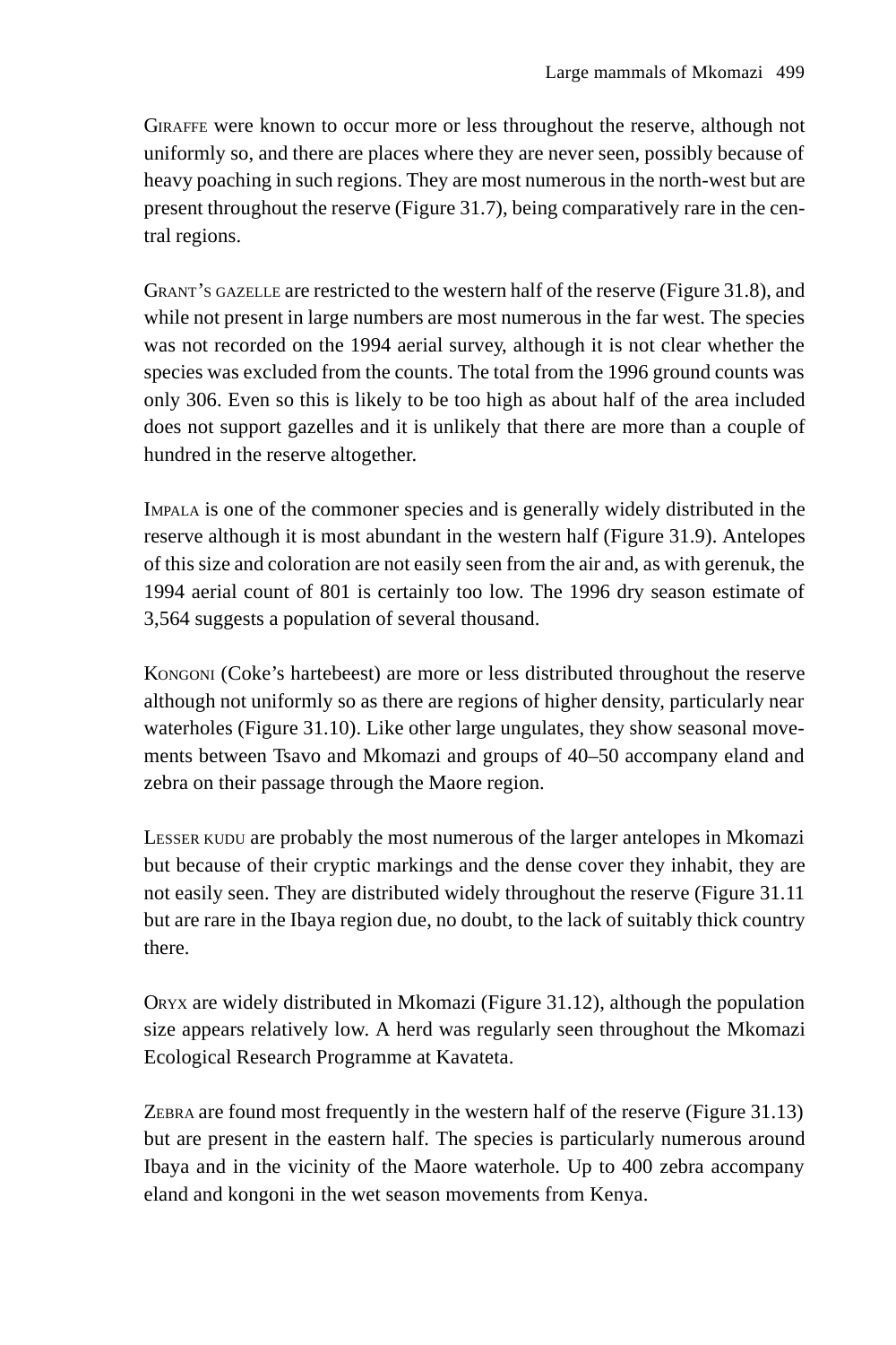GIRAFFE were known to occur more or less throughout the reserve, although not uniformly so, and there are places where they are never seen, possibly because of heavy poaching in such regions. They are most numerous in the north-west but are present throughout the reserve (Figure 31.7), being comparatively rare in the central regions.

GRANT'S GAZELLE are restricted to the western half of the reserve (Figure 31.8), and while not present in large numbers are most numerous in the far west. The species was not recorded on the 1994 aerial survey, although it is not clear whether the species was excluded from the counts. The total from the 1996 ground counts was only 306. Even so this is likely to be too high as about half of the area included does not support gazelles and it is unlikely that there are more than a couple of hundred in the reserve altogether.

IMPALA is one of the commoner species and is generally widely distributed in the reserve although it is most abundant in the western half (Figure 31.9). Antelopes of this size and coloration are not easily seen from the air and, as with gerenuk, the 1994 aerial count of 801 is certainly too low. The 1996 dry season estimate of 3,564 suggests a population of several thousand.

KONGONI (Coke's hartebeest) are more or less distributed throughout the reserve although not uniformly so as there are regions of higher density, particularly near waterholes (Figure 31.10). Like other large ungulates, they show seasonal movements between Tsavo and Mkomazi and groups of 40–50 accompany eland and zebra on their passage through the Maore region.

LESSER KUDU are probably the most numerous of the larger antelopes in Mkomazi but because of their cryptic markings and the dense cover they inhabit, they are not easily seen. They are distributed widely throughout the reserve (Figure 31.11 but are rare in the Ibaya region due, no doubt, to the lack of suitably thick country there.

ORYX are widely distributed in Mkomazi (Figure 31.12), although the population size appears relatively low. A herd was regularly seen throughout the Mkomazi Ecological Research Programme at Kavateta.

ZEBRA are found most frequently in the western half of the reserve (Figure 31.13) but are present in the eastern half. The species is particularly numerous around Ibaya and in the vicinity of the Maore waterhole. Up to 400 zebra accompany eland and kongoni in the wet season movements from Kenya.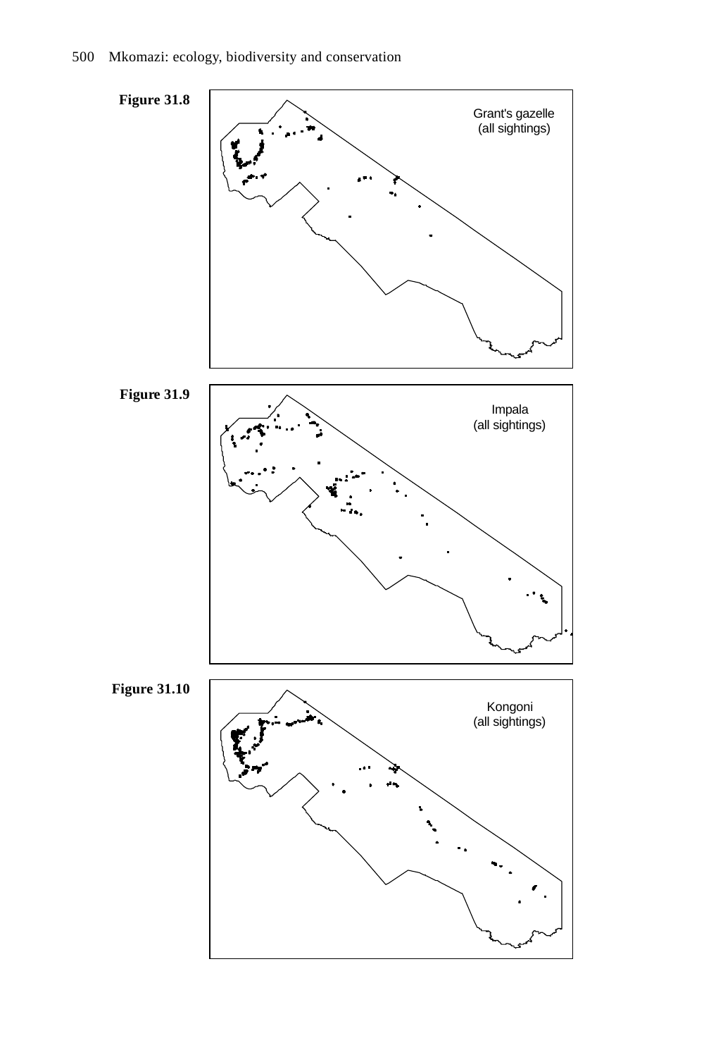**Figure 31.8**

Grant's gazelle
(all sightings)

**Figure 31.9**

Impala
(all sightings)

**Figure 31.10**

Kongoni
(all sightings)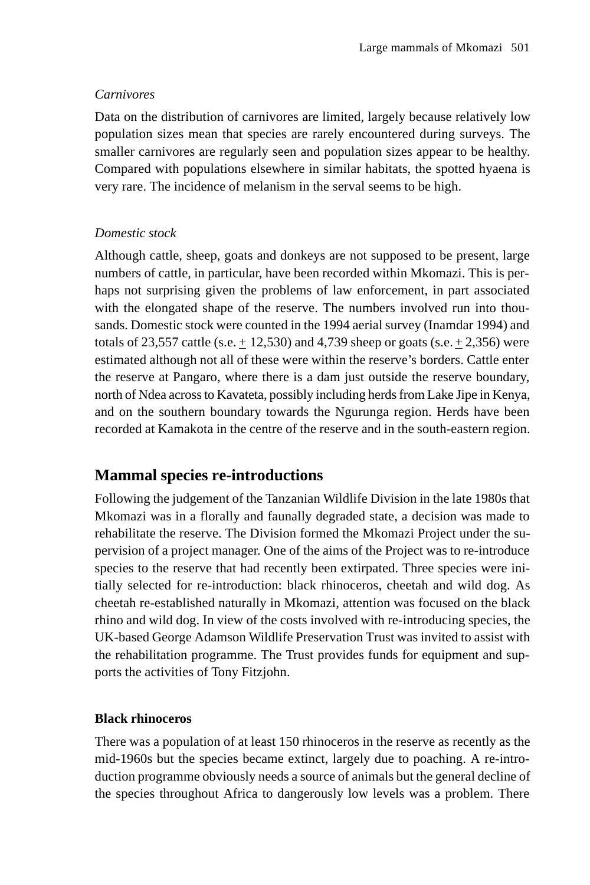*Carnivores*

Data on the distribution of carnivores are limited, largely because relatively low population sizes mean that species are rarely encountered during surveys. The smaller carnivores are regularly seen and population sizes appear to be healthy. Compared with populations elsewhere in similar habitats, the spotted hyaena is very rare. The incidence of melanism in the serval seems to be high.

*Domestic stock*

Although cattle, sheep, goats and donkeys are not supposed to be present, large numbers of cattle, in particular, have been recorded within Mkomazi. This is perhaps not surprising given the problems of law enforcement, in part associated with the elongated shape of the reserve. The numbers involved run into thousands. Domestic stock were counted in the 1994 aerial survey (Inamdar 1994) and totals of 23,557 cattle (s.e. $\pm$ 12,530) and 4,739 sheep or goats (s.e. $\pm$ 2,356) were estimated although not all of these were within the reserve's borders. Cattle enter the reserve at Pangaro, where there is a dam just outside the reserve boundary, north of Ndea across to Kavateta, possibly including herds from Lake Jipe in Kenya, and on the southern boundary towards the Ngurunga region. Herds have been recorded at Kamakota in the centre of the reserve and in the south-eastern region.

## Mammal species re-introductions

Following the judgement of the Tanzanian Wildlife Division in the late 1980s that Mkomazi was in a florally and faunally degraded state, a decision was made to rehabilitate the reserve. The Division formed the Mkomazi Project under the supervision of a project manager. One of the aims of the Project was to re-introduce species to the reserve that had recently been extirpated. Three species were initially selected for re-introduction: black rhinoceros, cheetah and wild dog. As cheetah re-established naturally in Mkomazi, attention was focused on the black rhino and wild dog. In view of the costs involved with re-introducing species, the UK-based George Adamson Wildlife Preservation Trust was invited to assist with the rehabilitation programme. The Trust provides funds for equipment and supports the activities of Tony Fitzjohn.

### Black rhinoceros

There was a population of at least 150 rhinoceros in the reserve as recently as the mid-1960s but the species became extinct, largely due to poaching. A re-introduction programme obviously needs a source of animals but the general decline of the species throughout Africa to dangerously low levels was a problem. There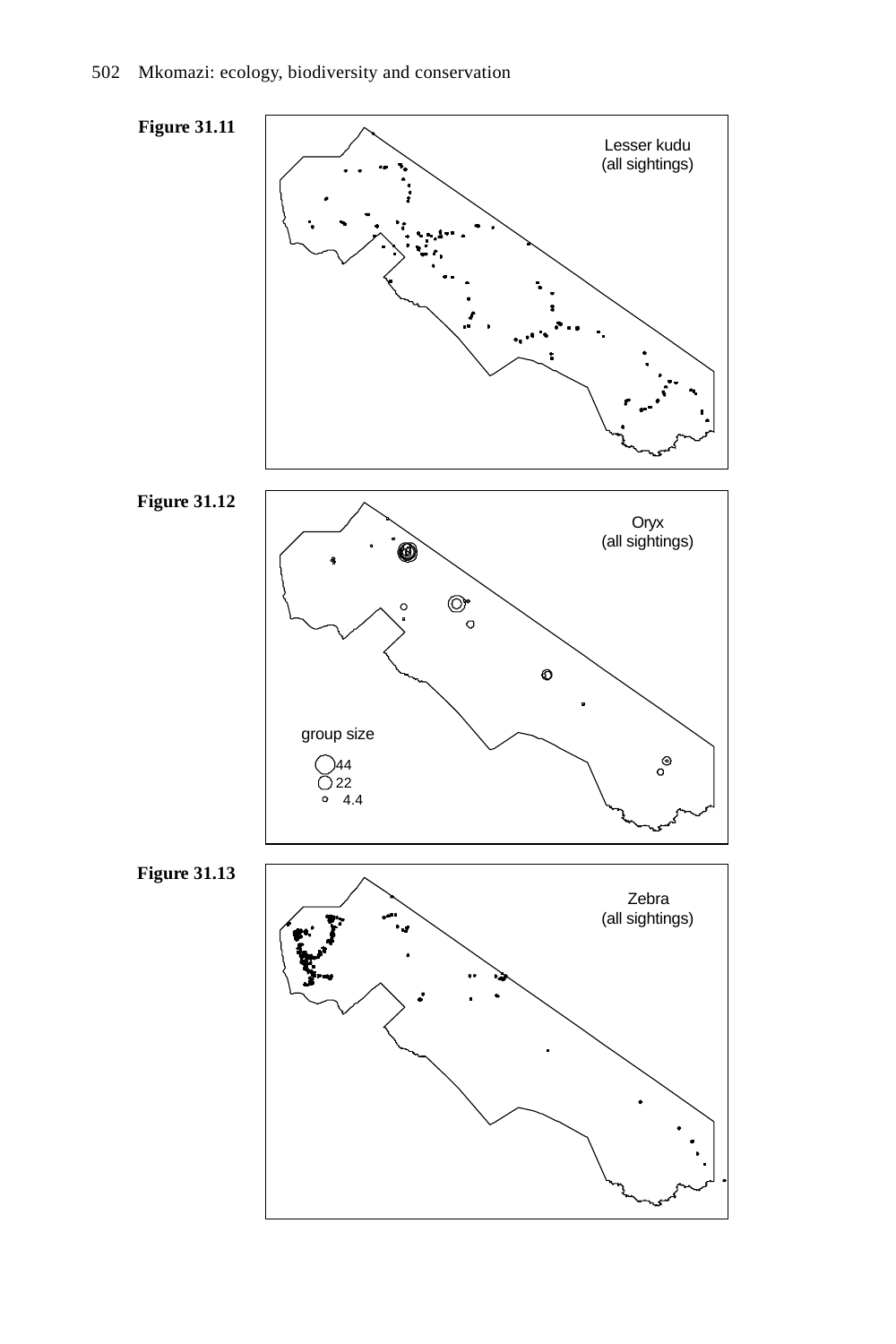**Figure 31.11**

Lesser kudu
(all sightings)

**Figure 31.12**

Oryx
(all sightings)

group size

44
22
4.4

**Figure 31.13**

Zebra
(all sightings)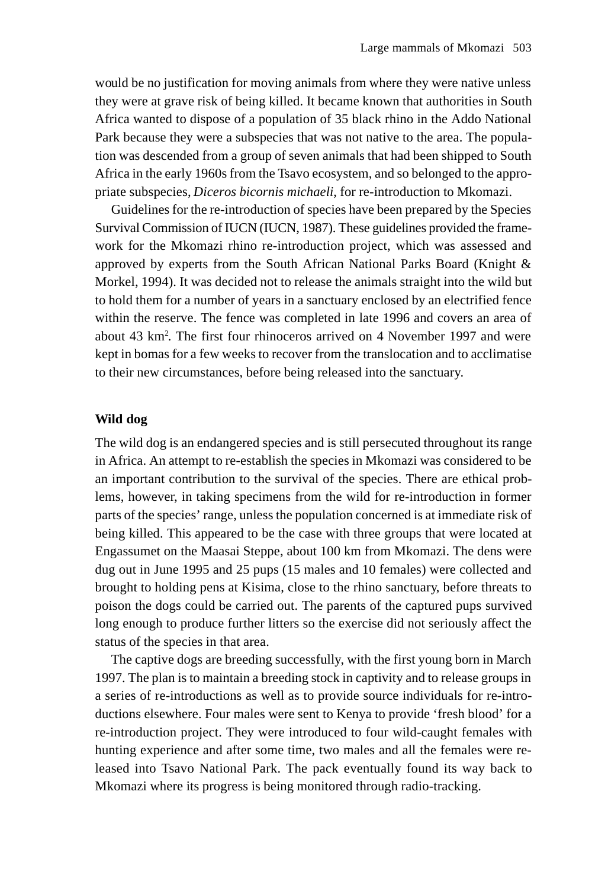would be no justification for moving animals from where they were native unless they were at grave risk of being killed. It became known that authorities in South Africa wanted to dispose of a population of 35 black rhino in the Addo National Park because they were a subspecies that was not native to the area. The population was descended from a group of seven animals that had been shipped to South Africa in the early 1960s from the Tsavo ecosystem, and so belonged to the appropriate subspecies, *Diceros bicornis michaeli*, for re-introduction to Mkomazi.

Guidelines for the re-introduction of species have been prepared by the Species Survival Commission of IUCN (IUCN, 1987). These guidelines provided the framework for the Mkomazi rhino re-introduction project, which was assessed and approved by experts from the South African National Parks Board (Knight & Morkel, 1994). It was decided not to release the animals straight into the wild but to hold them for a number of years in a sanctuary enclosed by an electrified fence within the reserve. The fence was completed in late 1996 and covers an area of about 43 $km^2$. The first four rhinoceros arrived on 4 November 1997 and were kept in bomas for a few weeks to recover from the translocation and to acclimatise to their new circumstances, before being released into the sanctuary.

### Wild dog

The wild dog is an endangered species and is still persecuted throughout its range in Africa. An attempt to re-establish the species in Mkomazi was considered to be an important contribution to the survival of the species. There are ethical problems, however, in taking specimens from the wild for re-introduction in former parts of the species' range, unless the population concerned is at immediate risk of being killed. This appeared to be the case with three groups that were located at Engassumet on the Maasai Steppe, about 100 km from Mkomazi. The dens were dug out in June 1995 and 25 pups (15 males and 10 females) were collected and brought to holding pens at Kisima, close to the rhino sanctuary, before threats to poison the dogs could be carried out. The parents of the captured pups survived long enough to produce further litters so the exercise did not seriously affect the status of the species in that area.

The captive dogs are breeding successfully, with the first young born in March 1997. The plan is to maintain a breeding stock in captivity and to release groups in a series of re-introductions as well as to provide source individuals for re-introductions elsewhere. Four males were sent to Kenya to provide 'fresh blood' for a re-introduction project. They were introduced to four wild-caught females with hunting experience and after some time, two males and all the females were released into Tsavo National Park. The pack eventually found its way back to Mkomazi where its progress is being monitored through radio-tracking.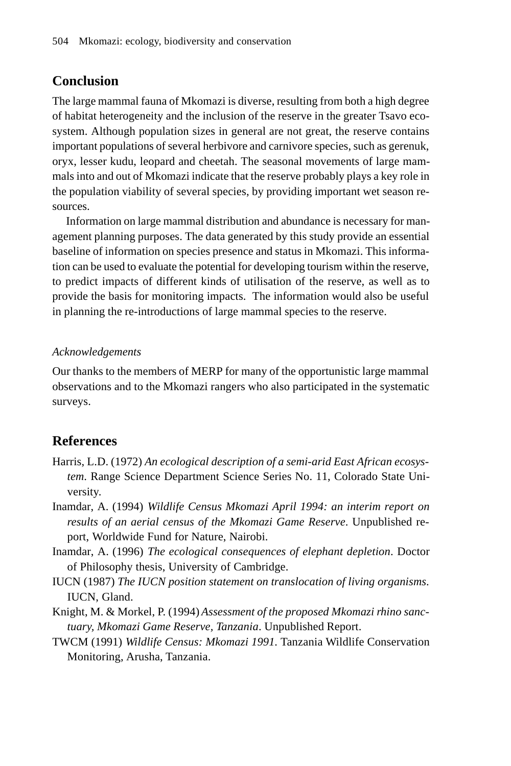## Conclusion

The large mammal fauna of Mkomazi is diverse, resulting from both a high degree of habitat heterogeneity and the inclusion of the reserve in the greater Tsavo ecosystem. Although population sizes in general are not great, the reserve contains important populations of several herbivore and carnivore species, such as gerenuk, oryx, lesser kudu, leopard and cheetah. The seasonal movements of large mammals into and out of Mkomazi indicate that the reserve probably plays a key role in the population viability of several species, by providing important wet season resources.

Information on large mammal distribution and abundance is necessary for management planning purposes. The data generated by this study provide an essential baseline of information on species presence and status in Mkomazi. This information can be used to evaluate the potential for developing tourism within the reserve, to predict impacts of different kinds of utilisation of the reserve, as well as to provide the basis for monitoring impacts. The information would also be useful in planning the re-introductions of large mammal species to the reserve.

### *Acknowledgements*

Our thanks to the members of MERP for many of the opportunistic large mammal observations and to the Mkomazi rangers who also participated in the systematic surveys.

## References

Harris, L.D. (1972) *An ecological description of a semi-arid East African ecosystem*. Range Science Department Science Series No. 11, Colorado State University.

Inamdar, A. (1994) *Wildlife Census Mkomazi April 1994: an interim report on results of an aerial census of the Mkomazi Game Reserve*. Unpublished report, Worldwide Fund for Nature, Nairobi.

Inamdar, A. (1996) *The ecological consequences of elephant depletion*. Doctor of Philosophy thesis, University of Cambridge.

IUCN (1987) *The IUCN position statement on translocation of living organisms*. IUCN, Gland.

Knight, M. & Morkel, P. (1994) *Assessment of the proposed Mkomazi rhino sanctuary, Mkomazi Game Reserve, Tanzania*. Unpublished Report.

TWCM (1991) *Wildlife Census: Mkomazi 1991*. Tanzania Wildlife Conservation Monitoring, Arusha, Tanzania.